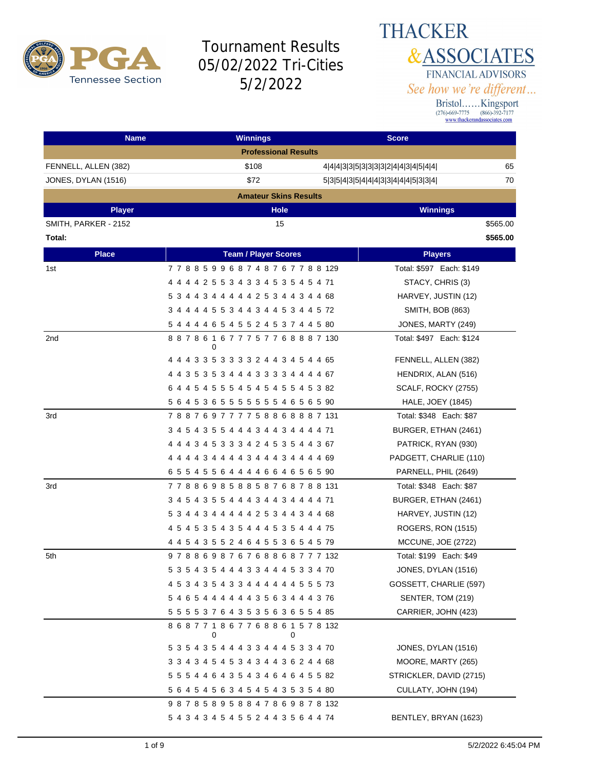# Tournament Results 05/02/2022 Tri-Cities 5/2/2022

THACKER & ASSOCIATES
FINANCIAL ADVISORS
*See how we're different...*
Bristol......Kingsport
(276)-669-7775 (866)-392-7177
www.thackerandassociates.com

| Name | Winnings | Score | |
|---|---|---|---|
| **Professional Results** | | | |
| FENNELL, ALLEN (382) | $108 | 4\|4\|4\|3\|3\|5\|3\|3\|3\|3\|2\|4\|4\|3\|4\|5\|4\|4\| | 65 |
| JONES, DYLAN (1516) | $72 | 5\|3\|5\|4\|3\|5\|4\|4\|4\|3\|3\|4\|4\|4\|5\|3\|3\|4\| | 70 |

**Amateur Skins Results**

| Player | Hole | Winnings |
|---|---|---|
| SMITH, PARKER - 2152 | 15 | $565.00 |
| **Total:** | | **$565.00** |

| Place | Team / Player Scores | Players |
|---|---|---|
| 1st | 7 7 8 8 5 9 9 6 8 7 4 8 7 6 7 7 8 8 129 | Total: $597 Each: $149 |
| | 4 4 4 4 2 5 5 3 4 3 3 4 5 3 5 4 5 4 71 | STACY, CHRIS (3) |
| | 5 3 4 4 3 4 4 4 4 4 2 5 3 4 4 3 4 4 68 | HARVEY, JUSTIN (12) |
| | 3 4 4 4 4 5 5 3 4 4 3 4 4 5 3 4 4 5 72 | SMITH, BOB (863) |
| | 5 4 4 4 4 6 5 4 5 5 2 4 5 3 7 4 4 5 80 | JONES, MARTY (249) |
| 2nd | 8 8 7 8 6 10 6 7 7 7 5 7 7 6 8 8 8 7 130 | Total: $497 Each: $124 |
| | 4 4 4 3 3 5 3 3 3 3 2 4 4 3 4 5 4 4 65 | FENNELL, ALLEN (382) |
| | 4 4 3 5 3 5 3 4 4 4 3 3 3 3 4 4 4 4 67 | HENDRIX, ALAN (516) |
| | 6 4 4 5 4 5 5 5 4 5 4 5 4 5 5 4 5 3 82 | SCALF, ROCKY (2755) |
| | 5 6 4 5 3 6 5 5 5 5 5 5 5 4 6 5 6 5 90 | HALE, JOEY (1845) |
| 3rd | 7 8 8 7 6 9 7 7 7 7 5 8 8 6 8 8 8 7 131 | Total: $348 Each: $87 |
| | 3 4 5 4 3 5 5 4 4 4 3 4 4 3 4 4 4 4 71 | BURGER, ETHAN (2461) |
| | 4 4 4 3 4 5 3 3 3 4 2 4 5 3 5 4 4 3 67 | PATRICK, RYAN (930) |
| | 4 4 4 4 3 4 4 4 4 4 3 4 4 4 3 4 4 4 4 69 | PADGETT, CHARLIE (110) |
| | 6 5 5 4 5 5 6 4 4 4 4 6 6 4 6 5 6 5 90 | PARNELL, PHIL (2649) |
| 3rd | 7 7 8 8 6 9 8 5 8 8 5 8 7 6 8 7 8 8 131 | Total: $348 Each: $87 |
| | 3 4 5 4 3 5 5 4 4 4 3 4 4 3 4 4 4 4 71 | BURGER, ETHAN (2461) |
| | 5 3 4 4 3 4 4 4 4 4 2 5 3 4 4 3 4 4 68 | HARVEY, JUSTIN (12) |
| | 4 5 4 5 3 5 4 3 5 4 4 4 5 3 5 4 4 4 75 | ROGERS, RON (1515) |
| | 4 4 5 4 3 5 5 2 4 6 4 5 5 3 6 5 4 5 79 | MCCUNE, JOE (2722) |
| 5th | 9 7 8 8 6 9 8 7 6 7 6 8 8 6 8 7 7 7 132 | Total: $199 Each: $49 |
| | 5 3 5 4 3 5 4 4 4 3 3 4 4 4 5 3 3 4 70 | JONES, DYLAN (1516) |
| | 4 5 3 4 3 5 4 3 3 4 4 4 4 4 4 5 5 5 73 | GOSSETT, CHARLIE (597) |
| | 5 4 6 5 4 4 4 4 4 4 3 5 6 3 4 4 4 3 76 | SENTER, TOM (219) |
| | 5 5 5 5 3 7 6 4 3 5 3 5 6 3 6 5 5 4 85 | CARRIER, JOHN (423) |
| | 8 6 8 7 7 10 8 6 7 7 6 8 8 6 10 5 7 8 132 | |
| | 5 3 5 4 3 5 4 4 4 3 3 4 4 4 5 3 3 4 70 | JONES, DYLAN (1516) |
| | 3 3 4 3 4 5 4 5 3 4 3 4 4 3 6 2 4 4 68 | MOORE, MARTY (265) |
| | 5 5 5 4 4 6 4 3 5 4 3 4 6 4 6 4 5 5 82 | STRICKLER, DAVID (2715) |
| | 5 6 4 5 4 5 6 3 4 5 4 5 4 3 5 3 5 4 80 | CULLATY, JOHN (194) |
| | 9 8 7 8 5 8 9 5 8 8 4 7 8 6 9 8 7 8 132 | |
| | 5 4 3 4 3 4 5 4 5 5 2 4 4 3 5 6 4 4 74 | BENTLEY, BRYAN (1623) |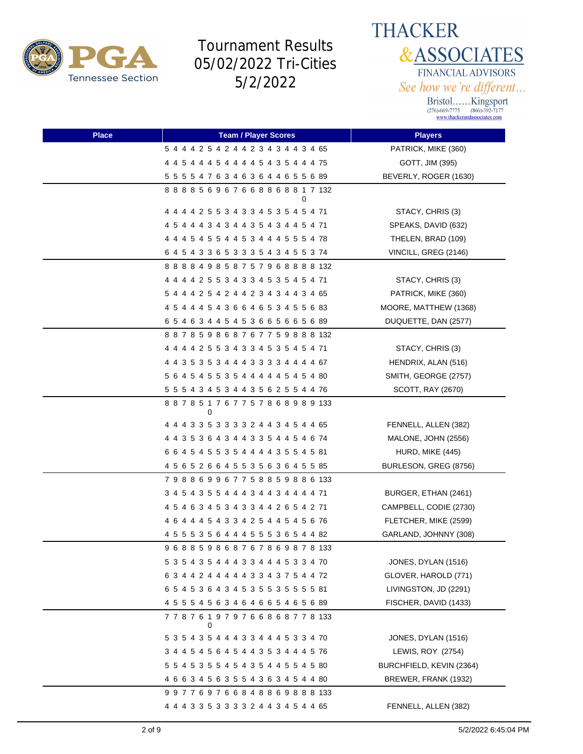# Tournament Results 05/02/2022 Tri-Cities 5/2/2022

**THACKER & ASSOCIATES**
FINANCIAL ADVISORS
*See how we're different...*
Bristol......Kingsport
(276)-669-7775 (866)-392-7177
www.thackerandassociates.com

| Place | Team / Player Scores | Players |
|---|---|---|
| | 5 4 4 4 2 5 4 2 4 4 2 3 4 3 4 4 3 4 65 | PATRICK, MIKE (360) |
| | 4 4 5 4 4 4 5 4 4 4 4 5 4 3 5 4 4 4 75 | GOTT, JIM (395) |
| | 5 5 5 5 4 7 6 3 4 6 3 6 4 4 6 5 5 6 89 | BEVERLY, ROGER (1630) |
| | 8 8 8 8 5 6 9 6 7 6 6 8 8 6 8 8 1 7 132 0 | |
| | 4 4 4 4 2 5 5 3 4 3 3 4 5 3 5 4 5 4 71 | STACY, CHRIS (3) |
| | 4 5 4 4 4 3 4 3 4 4 3 5 4 3 4 4 5 4 71 | SPEAKS, DAVID (632) |
| | 4 4 4 5 4 5 5 4 4 5 3 4 4 4 5 5 5 4 78 | THELEN, BRAD (109) |
| | 6 4 5 4 3 3 6 5 3 3 3 5 4 3 4 5 5 3 74 | VINCILL, GREG (2146) |
| | 8 8 8 8 4 9 8 5 8 7 5 7 9 6 8 8 8 8 132 | |
| | 4 4 4 4 2 5 5 3 4 3 3 4 5 3 5 4 5 4 71 | STACY, CHRIS (3) |
| | 5 4 4 4 2 5 4 2 4 4 2 3 4 3 4 4 3 4 65 | PATRICK, MIKE (360) |
| | 4 5 4 4 4 5 4 3 6 6 4 6 5 3 4 5 5 6 83 | MOORE, MATTHEW (1368) |
| | 6 5 4 6 3 4 4 5 4 5 3 6 6 5 6 6 5 6 89 | DUQUETTE, DAN (2577) |
| | 8 8 7 8 5 9 8 6 8 7 6 7 7 5 9 8 8 8 132 | |
| | 4 4 4 4 2 5 5 3 4 3 3 4 5 3 5 4 5 4 71 | STACY, CHRIS (3) |
| | 4 4 3 5 3 5 3 4 4 4 3 3 3 3 4 4 4 4 67 | HENDRIX, ALAN (516) |
| | 5 6 4 5 4 5 5 3 5 4 4 4 4 4 5 4 5 4 80 | SMITH, GEORGE (2757) |
| | 5 5 5 4 3 4 5 3 4 4 3 5 6 2 5 5 4 4 76 | SCOTT, RAY (2670) |
| | 8 8 7 8 5 1 7 6 7 7 5 7 8 6 8 9 8 9 133 0 | |
| | 4 4 4 3 3 5 3 3 3 3 2 4 4 3 4 5 4 4 65 | FENNELL, ALLEN (382) |
| | 4 4 3 5 3 6 4 3 4 4 3 3 5 4 4 5 4 6 74 | MALONE, JOHN (2556) |
| | 6 6 4 5 4 5 5 3 5 4 4 4 4 3 5 5 4 5 81 | HURD, MIKE (445) |
| | 4 5 6 5 2 6 6 4 5 5 3 5 6 3 6 4 5 5 85 | BURLESON, GREG (8756) |
| | 7 9 8 8 6 9 9 6 7 7 5 8 8 5 9 8 8 6 133 | |
| | 3 4 5 4 3 5 5 4 4 4 3 4 4 3 4 4 4 4 71 | BURGER, ETHAN (2461) |
| | 4 5 4 6 3 4 5 3 4 3 3 4 4 2 6 5 4 2 71 | CAMPBELL, CODIE (2730) |
| | 4 6 4 4 4 5 4 3 3 4 2 5 4 4 5 4 5 6 76 | FLETCHER, MIKE (2599) |
| | 4 5 5 5 3 5 6 4 4 4 5 5 5 3 6 5 4 4 82 | GARLAND, JOHNNY (308) |
| | 9 6 8 8 5 9 8 6 8 7 6 7 8 6 9 8 7 8 133 | |
| | 5 3 5 4 3 5 4 4 4 3 3 4 4 4 5 3 3 4 70 | JONES, DYLAN (1516) |
| | 6 3 4 4 2 4 4 4 4 4 3 3 4 3 7 5 4 4 72 | GLOVER, HAROLD (771) |
| | 6 5 4 5 3 6 4 3 4 5 3 5 5 3 5 5 5 5 81 | LIVINGSTON, JD (2291) |
| | 4 5 5 5 4 5 6 3 4 6 4 6 6 5 4 6 5 6 89 | FISCHER, DAVID (1433) |
| | 7 7 8 7 6 1 9 7 9 7 6 6 8 6 8 7 7 8 133 0 | |
| | 5 3 5 4 3 5 4 4 4 3 3 4 4 4 5 3 3 4 70 | JONES, DYLAN (1516) |
| | 3 4 4 5 4 5 6 4 5 4 4 3 5 3 4 4 4 5 76 | LEWIS, ROY (2754) |
| | 5 5 4 5 3 5 5 4 5 4 3 5 4 4 5 5 4 5 80 | BURCHFIELD, KEVIN (2364) |
| | 4 6 6 3 4 5 6 3 5 5 4 3 6 3 4 5 4 4 80 | BREWER, FRANK (1932) |
| | 9 9 7 7 6 9 7 6 6 8 4 8 8 6 9 8 8 8 133 | |
| | 4 4 4 3 3 5 3 3 3 3 2 4 4 3 4 5 4 4 65 | FENNELL, ALLEN (382) |

5/2/2022 6:45:04 PM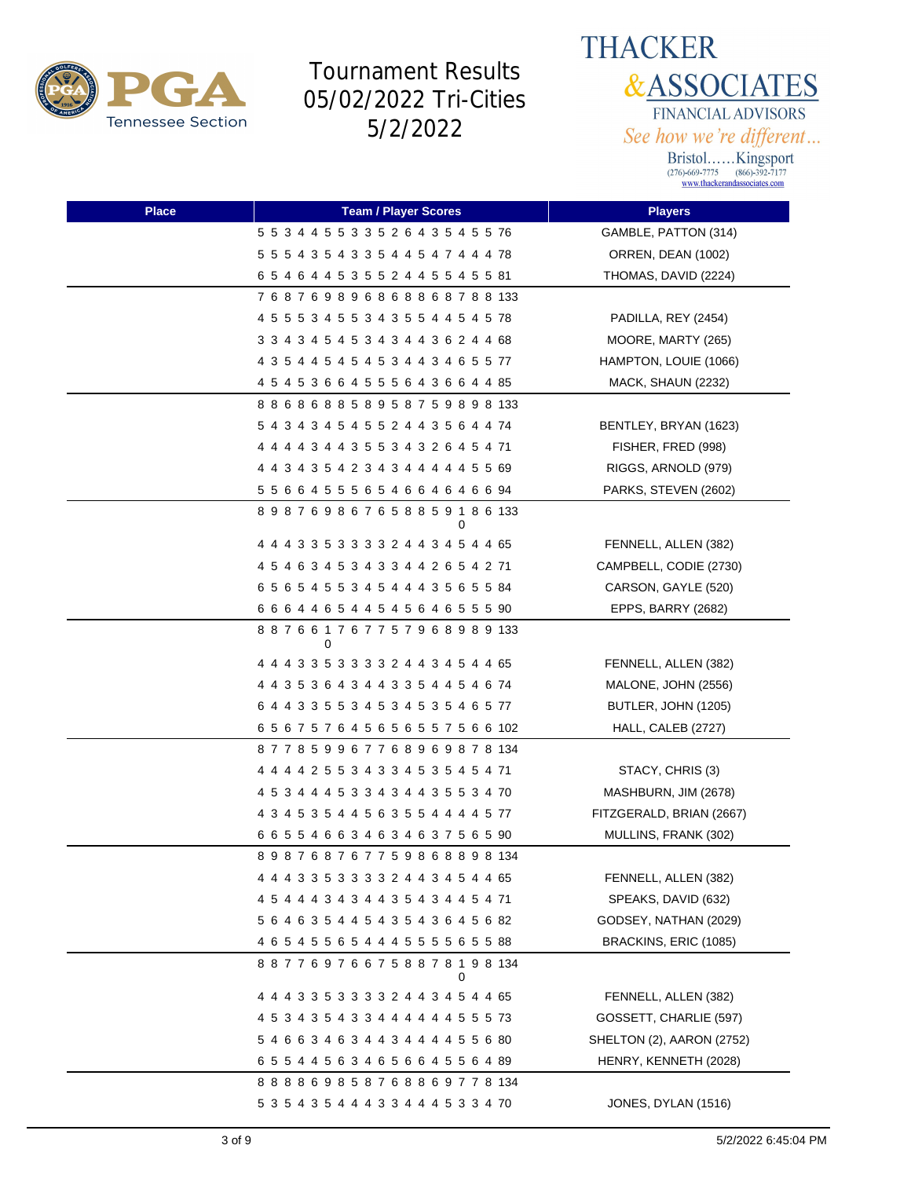# Tournament Results 05/02/2022 Tri-Cities 5/2/2022

THACKER & ASSOCIATES FINANCIAL ADVISORS
*See how we're different...*
Bristol......Kingsport
(276)-669-7775 (866)-392-7177
www.thackerandassociates.com

| Place | Team / Player Scores | Players |
|---|---|---|
| | 5 5 3 4 4 5 5 3 3 5 2 6 4 3 5 4 5 5 76 | GAMBLE, PATTON (314) |
| | 5 5 5 4 3 5 4 3 3 5 4 4 5 4 7 4 4 4 78 | ORREN, DEAN (1002) |
| | 6 5 4 6 4 4 5 3 5 5 2 4 4 5 5 4 5 5 81 | THOMAS, DAVID (2224) |
| | 7 6 8 7 6 9 8 9 6 8 6 8 8 6 8 7 8 8 133 | |
| | 4 5 5 5 3 4 5 5 3 4 3 5 5 4 4 5 4 5 78 | PADILLA, REY (2454) |
| | 3 3 4 3 4 5 4 5 3 4 3 4 4 3 6 2 4 4 68 | MOORE, MARTY (265) |
| | 4 3 5 4 4 5 4 5 4 5 3 4 4 3 4 6 5 5 77 | HAMPTON, LOUIE (1066) |
| | 4 5 4 5 3 6 6 4 5 5 5 6 4 3 6 6 4 4 85 | MACK, SHAUN (2232) |
| | 8 8 6 8 6 8 8 5 8 9 5 8 7 5 9 8 9 8 133 | |
| | 5 4 3 4 3 4 5 4 5 5 2 4 4 3 5 6 4 4 74 | BENTLEY, BRYAN (1623) |
| | 4 4 4 4 3 4 4 3 5 5 3 4 3 2 6 4 5 4 71 | FISHER, FRED (998) |
| | 4 4 3 4 3 5 4 2 3 4 3 4 4 4 4 4 5 5 69 | RIGGS, ARNOLD (979) |
| | 5 5 6 6 4 5 5 5 6 5 4 6 6 4 6 4 6 6 94 | PARKS, STEVEN (2602) |
| | 8 9 8 7 6 9 8 6 7 6 5 8 8 5 9 10 8 6 133 | |
| | 4 4 4 3 3 5 3 3 3 3 2 4 4 3 4 5 4 4 65 | FENNELL, ALLEN (382) |
| | 4 5 4 6 3 4 5 3 4 3 3 4 4 2 6 5 4 2 71 | CAMPBELL, CODIE (2730) |
| | 6 5 6 5 4 5 5 3 4 5 4 4 4 3 5 6 5 5 84 | CARSON, GAYLE (520) |
| | 6 6 6 4 4 6 5 4 4 5 4 5 6 4 6 5 5 5 90 | EPPS, BARRY (2682) |
| | 8 8 7 6 6 10 7 6 7 7 5 7 9 6 8 9 8 9 133 | |
| | 4 4 4 3 3 5 3 3 3 3 2 4 4 3 4 5 4 4 65 | FENNELL, ALLEN (382) |
| | 4 4 3 5 3 6 4 3 4 4 3 3 5 4 4 5 4 6 74 | MALONE, JOHN (2556) |
| | 6 4 4 3 3 5 5 3 4 5 3 4 5 3 5 4 6 5 77 | BUTLER, JOHN (1205) |
| | 6 5 6 7 5 7 6 4 5 6 5 6 5 5 7 5 6 6 102 | HALL, CALEB (2727) |
| | 8 7 7 8 5 9 9 6 7 7 6 8 9 6 9 8 7 8 134 | |
| | 4 4 4 4 2 5 5 3 4 3 3 4 5 3 5 4 5 4 71 | STACY, CHRIS (3) |
| | 4 5 3 4 4 4 5 3 3 4 3 4 4 3 5 5 3 4 70 | MASHBURN, JIM (2678) |
| | 4 3 4 5 3 5 4 4 5 6 3 5 5 4 4 4 4 5 77 | FITZGERALD, BRIAN (2667) |
| | 6 6 5 5 4 6 6 3 4 6 3 4 6 3 7 5 6 5 90 | MULLINS, FRANK (302) |
| | 8 9 8 7 6 8 7 6 7 7 5 9 8 6 8 8 9 8 134 | |
| | 4 4 4 3 3 5 3 3 3 3 2 4 4 3 4 5 4 4 65 | FENNELL, ALLEN (382) |
| | 4 5 4 4 4 3 4 3 4 4 3 5 4 3 4 4 5 4 71 | SPEAKS, DAVID (632) |
| | 5 6 4 6 3 5 4 4 5 4 3 5 4 3 6 4 5 6 82 | GODSEY, NATHAN (2029) |
| | 4 6 5 4 5 5 6 5 4 4 4 5 5 5 5 6 5 5 88 | BRACKINS, ERIC (1085) |
| | 8 8 7 7 6 9 7 6 6 7 5 8 8 7 8 10 9 8 134 | |
| | 4 4 4 3 3 5 3 3 3 3 2 4 4 3 4 5 4 4 65 | FENNELL, ALLEN (382) |
| | 4 5 3 4 3 5 4 3 3 4 4 4 4 4 4 5 5 5 73 | GOSSETT, CHARLIE (597) |
| | 5 4 6 6 3 4 6 3 4 4 3 4 4 4 4 5 5 6 80 | SHELTON (2), AARON (2752) |
| | 6 5 5 4 4 5 6 3 4 6 5 6 6 4 5 5 6 4 89 | HENRY, KENNETH (2028) |
| | 8 8 8 8 6 9 8 5 8 7 6 8 8 6 9 7 7 8 134 | |
| | 5 3 5 4 3 5 4 4 4 3 3 4 4 4 5 3 3 4 70 | JONES, DYLAN (1516) |

5/2/2022 6:45:04 PM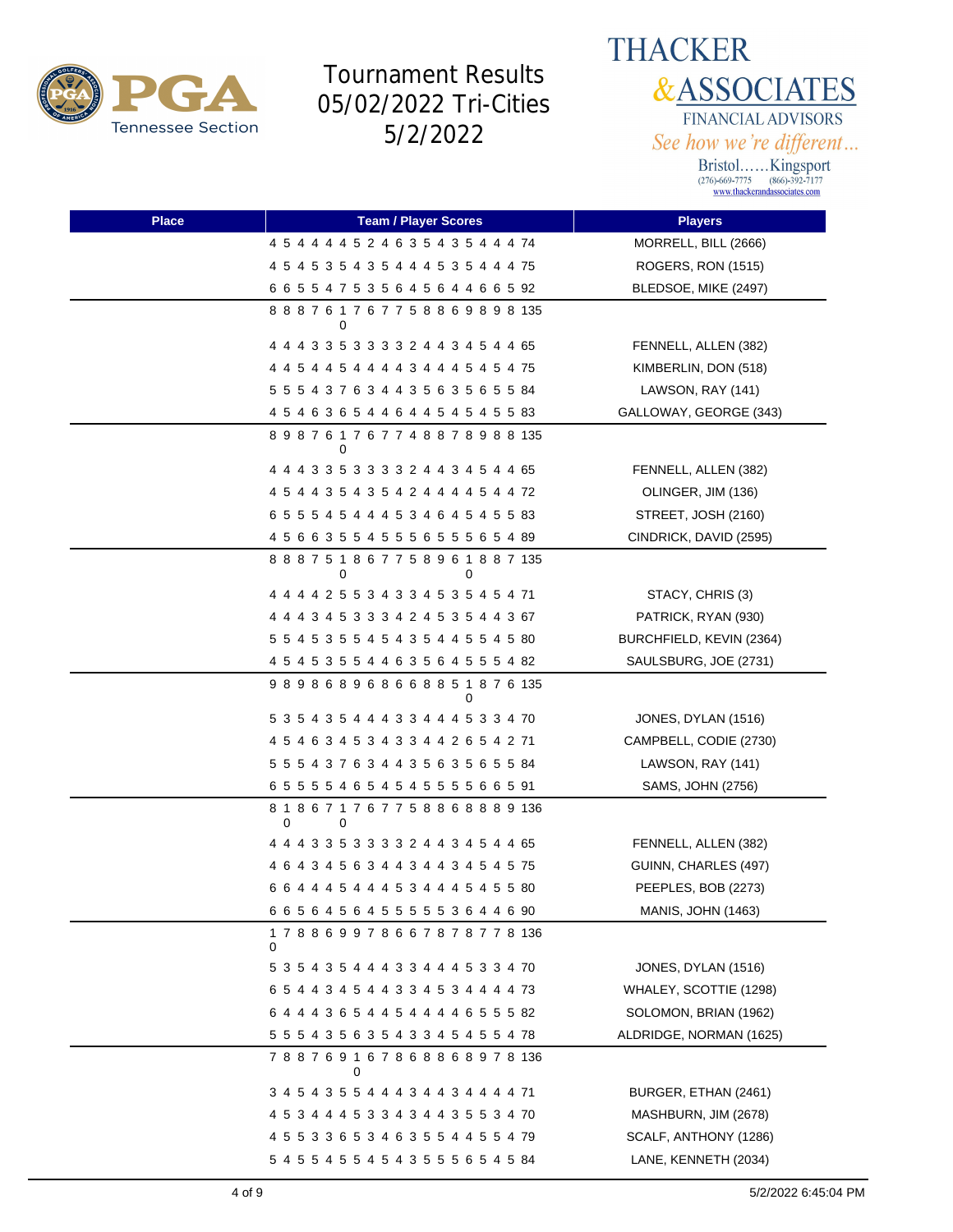# Tournament Results 05/02/2022 Tri-Cities 5/2/2022

THACKER & ASSOCIATES FINANCIAL ADVISORS
See how we're different...
Bristol......Kingsport
(276)-669-7775 (866)-392-7177
www.thackerandassociates.com

| Place | Team / Player Scores | Players |
|---|---|---|
| | 4 5 4 4 4 4 5 2 4 6 3 5 4 3 5 4 4 4 74 | MORRELL, BILL (2666) |
| | 4 5 4 5 3 5 4 3 5 4 4 4 5 3 5 4 4 4 75 | ROGERS, RON (1515) |
| | 6 6 5 5 4 7 5 3 5 6 4 5 6 4 4 6 6 5 92 | BLEDSOE, MIKE (2497) |
| | 8 8 8 7 6 10 7 6 7 7 5 8 8 6 9 8 9 8 135 | |
| | 4 4 4 3 3 5 3 3 3 3 2 4 4 3 4 5 4 4 65 | FENNELL, ALLEN (382) |
| | 4 4 5 4 4 5 4 4 4 4 3 4 4 4 5 4 5 4 75 | KIMBERLIN, DON (518) |
| | 5 5 5 4 3 7 6 3 4 4 3 5 6 3 5 6 5 5 84 | LAWSON, RAY (141) |
| | 4 5 4 6 3 6 5 4 4 6 4 4 5 4 5 4 5 5 83 | GALLOWAY, GEORGE (343) |
| | 8 9 8 7 6 10 7 6 7 7 4 8 8 7 8 9 8 8 135 | |
| | 4 4 4 3 3 5 3 3 3 3 2 4 4 3 4 5 4 4 65 | FENNELL, ALLEN (382) |
| | 4 5 4 4 3 5 4 3 5 4 2 4 4 4 4 5 4 4 72 | OLINGER, JIM (136) |
| | 6 5 5 5 4 5 4 4 4 5 3 4 6 4 5 4 5 5 83 | STREET, JOSH (2160) |
| | 4 5 6 6 3 5 5 4 5 5 5 6 5 5 5 6 5 4 89 | CINDRICK, DAVID (2595) |
| | 8 8 8 7 5 10 8 6 7 7 5 8 9 6 10 8 8 7 135 | |
| | 4 4 4 4 2 5 5 3 4 3 3 4 5 3 5 4 5 4 71 | STACY, CHRIS (3) |
| | 4 4 4 3 4 5 3 3 3 4 2 4 5 3 5 4 4 3 67 | PATRICK, RYAN (930) |
| | 5 5 4 5 3 5 5 4 5 4 3 5 4 4 5 5 4 5 80 | BURCHFIELD, KEVIN (2364) |
| | 4 5 4 5 3 5 5 4 4 6 3 5 6 4 5 5 5 4 82 | SAULSBURG, JOE (2731) |
| | 9 8 9 8 6 8 9 6 8 6 6 8 8 5 10 8 7 6 135 | |
| | 5 3 5 4 3 5 4 4 4 3 3 4 4 4 5 3 3 4 70 | JONES, DYLAN (1516) |
| | 4 5 4 6 3 4 5 3 4 3 3 4 4 2 6 5 4 2 71 | CAMPBELL, CODIE (2730) |
| | 5 5 5 4 3 7 6 3 4 4 3 5 6 3 5 6 5 5 84 | LAWSON, RAY (141) |
| | 6 5 5 5 5 4 6 5 4 5 4 5 5 5 5 6 6 5 91 | SAMS, JOHN (2756) |
| | 8 10 8 6 7 10 7 6 7 7 5 8 8 6 8 8 8 9 136 | |
| | 4 4 4 3 3 5 3 3 3 3 2 4 4 3 4 5 4 4 65 | FENNELL, ALLEN (382) |
| | 4 6 4 3 4 5 6 3 4 4 3 4 4 3 4 5 4 5 75 | GUINN, CHARLES (497) |
| | 6 6 4 4 4 5 4 4 4 5 3 4 4 4 5 4 5 5 80 | PEEPLES, BOB (2273) |
| | 6 6 5 6 4 5 6 4 5 5 5 5 5 3 6 4 4 6 90 | MANIS, JOHN (1463) |
| | 10 7 8 8 6 9 9 7 8 6 6 7 8 7 8 7 7 8 136 | |
| | 5 3 5 4 3 5 4 4 4 3 3 4 4 4 5 3 3 4 70 | JONES, DYLAN (1516) |
| | 6 5 4 4 3 4 5 4 4 3 3 4 5 3 4 4 4 4 73 | WHALEY, SCOTTIE (1298) |
| | 6 4 4 4 3 6 5 4 4 5 4 4 4 4 6 5 5 5 82 | SOLOMON, BRIAN (1962) |
| | 5 5 5 4 3 5 6 3 5 4 3 3 4 5 4 5 5 4 78 | ALDRIDGE, NORMAN (1625) |
| | 7 8 8 7 6 9 10 6 7 8 6 8 8 6 8 9 7 8 136 | |
| | 3 4 5 4 3 5 5 4 4 4 3 4 4 3 4 4 4 4 71 | BURGER, ETHAN (2461) |
| | 4 5 3 4 4 4 5 3 3 4 3 4 4 3 5 5 3 4 70 | MASHBURN, JIM (2678) |
| | 4 5 5 3 3 6 5 3 4 6 3 5 5 4 4 5 5 4 79 | SCALF, ANTHONY (1286) |
| | 5 4 5 5 4 5 5 4 5 4 3 5 5 5 6 5 4 5 84 | LANE, KENNETH (2034) |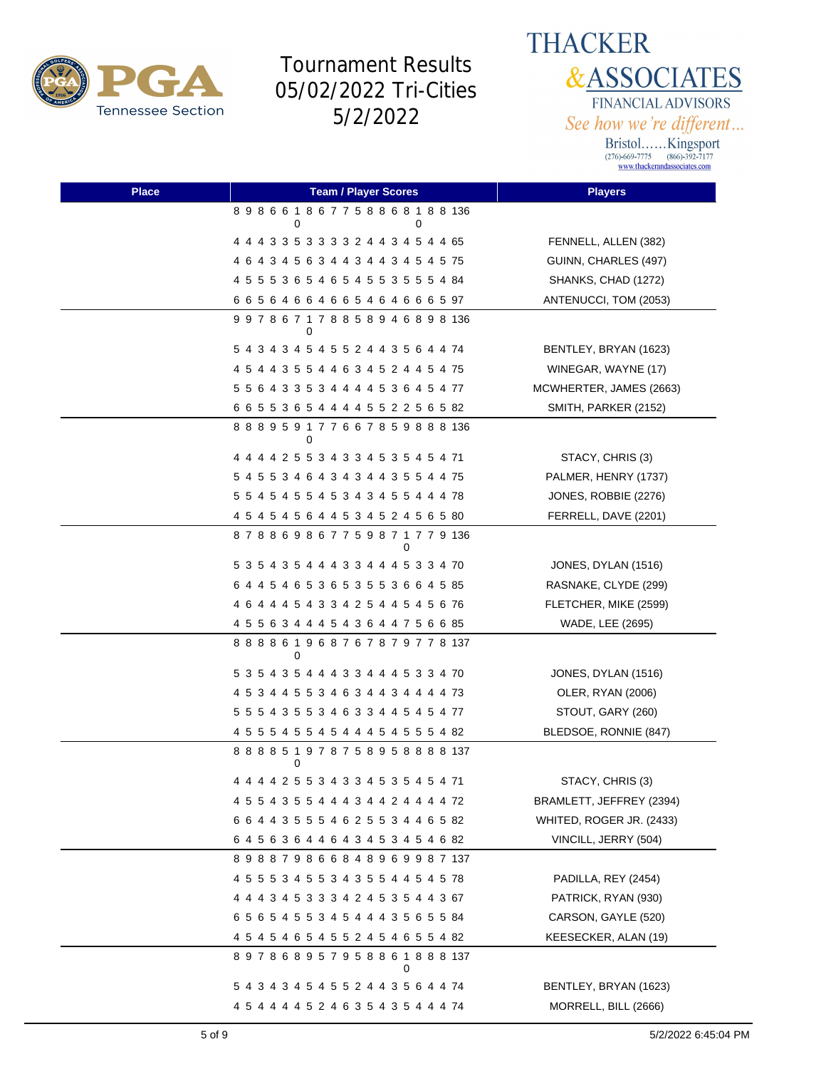# Tournament Results 05/02/2022 Tri-Cities 5/2/2022

THACKER &ASSOCIATES FINANCIAL ADVISORS
*See how we're different...*
Bristol……Kingsport
(276)-669-7775 (866)-392-7177
www.thackerandassociates.com

| Place | Team / Player Scores | Players |
|---|---|---|
| | 8 9 8 6 6 10 8 6 7 7 5 8 8 6 8 10 8 8 136 | |
| | 4 4 4 3 3 5 3 3 3 3 2 4 4 3 4 5 4 4 65 | FENNELL, ALLEN (382) |
| | 4 6 4 3 4 5 6 3 4 4 3 4 4 3 4 5 4 5 75 | GUINN, CHARLES (497) |
| | 4 5 5 5 3 6 5 4 6 5 4 5 5 3 5 5 5 4 84 | SHANKS, CHAD (1272) |
| | 6 6 5 6 4 6 6 4 6 6 5 4 6 4 6 6 6 5 97 | ANTENUCCI, TOM (2053) |
| | 9 9 7 8 6 7 10 7 8 8 5 8 9 4 6 8 9 8 136 | |
| | 5 4 3 4 3 4 5 4 5 5 2 4 4 3 5 6 4 4 74 | BENTLEY, BRYAN (1623) |
| | 4 5 4 4 3 5 5 4 4 6 3 4 5 2 4 4 5 4 75 | WINEGAR, WAYNE (17) |
| | 5 5 6 4 3 3 5 3 4 4 4 4 5 3 6 4 5 4 77 | MCWHERTER, JAMES (2663) |
| | 6 6 5 5 3 6 5 4 4 4 4 5 5 2 2 5 6 5 82 | SMITH, PARKER (2152) |
| | 8 8 8 9 5 9 10 7 7 6 6 7 8 5 9 8 8 8 136 | |
| | 4 4 4 4 2 5 5 3 4 3 3 4 5 3 5 4 5 4 71 | STACY, CHRIS (3) |
| | 5 4 5 5 3 4 6 4 3 4 3 4 4 3 5 5 4 4 75 | PALMER, HENRY (1737) |
| | 5 5 4 5 4 5 5 4 5 3 4 3 4 5 5 4 4 4 78 | JONES, ROBBIE (2276) |
| | 4 5 4 5 4 5 6 4 4 5 3 4 5 2 4 5 6 5 80 | FERRELL, DAVE (2201) |
| | 8 7 8 8 6 9 8 6 7 7 5 9 8 7 10 7 7 9 136 | |
| | 5 3 5 4 3 5 4 4 4 3 3 4 4 4 5 3 3 4 70 | JONES, DYLAN (1516) |
| | 6 4 4 5 4 6 5 3 6 5 3 5 5 3 6 6 4 5 85 | RASNAKE, CLYDE (299) |
| | 4 6 4 4 4 5 4 3 3 4 2 5 4 4 5 4 5 6 76 | FLETCHER, MIKE (2599) |
| | 4 5 5 6 3 4 4 4 5 4 3 6 4 4 7 5 6 6 85 | WADE, LEE (2695) |
| | 8 8 8 8 6 10 9 6 8 7 6 7 8 7 9 7 7 8 137 | |
| | 5 3 5 4 3 5 4 4 4 3 3 4 4 4 5 3 3 4 70 | JONES, DYLAN (1516) |
| | 4 5 3 4 4 5 5 3 4 6 3 4 4 3 4 4 4 4 73 | OLER, RYAN (2006) |
| | 5 5 5 4 3 5 5 3 4 6 3 3 4 4 5 4 5 4 77 | STOUT, GARY (260) |
| | 4 5 5 5 4 5 5 4 5 4 4 4 5 4 5 5 5 4 82 | BLEDSOE, RONNIE (847) |
| | 8 8 8 8 5 10 9 7 8 7 5 8 9 5 8 8 8 8 137 | |
| | 4 4 4 4 2 5 5 3 4 3 3 4 5 3 5 4 5 4 71 | STACY, CHRIS (3) |
| | 4 5 5 4 3 5 5 4 4 4 3 4 4 2 4 4 4 4 72 | BRAMLETT, JEFFREY (2394) |
| | 6 6 4 4 3 5 5 5 4 6 2 5 5 3 4 4 6 5 82 | WHITED, ROGER JR. (2433) |
| | 6 4 5 6 3 6 4 4 6 4 3 4 5 3 4 5 4 6 82 | VINCILL, JERRY (504) |
| | 8 9 8 8 7 9 8 6 6 8 4 8 9 6 9 9 8 7 137 | |
| | 4 5 5 5 3 4 5 5 3 4 3 5 5 4 4 5 4 5 78 | PADILLA, REY (2454) |
| | 4 4 4 3 4 5 3 3 3 4 2 4 5 3 5 4 4 3 67 | PATRICK, RYAN (930) |
| | 6 5 6 5 4 5 5 3 4 5 4 4 4 3 5 6 5 5 84 | CARSON, GAYLE (520) |
| | 4 5 4 5 4 6 5 4 5 5 2 4 5 4 6 5 5 4 82 | KEESECKER, ALAN (19) |
| | 8 9 7 8 6 8 9 5 7 9 5 8 8 6 10 8 8 8 137 | |
| | 5 4 3 4 3 4 5 4 5 5 2 4 4 3 5 6 4 4 74 | BENTLEY, BRYAN (1623) |
| | 4 5 4 4 4 4 5 2 4 6 3 5 4 3 5 4 4 4 74 | MORRELL, BILL (2666) |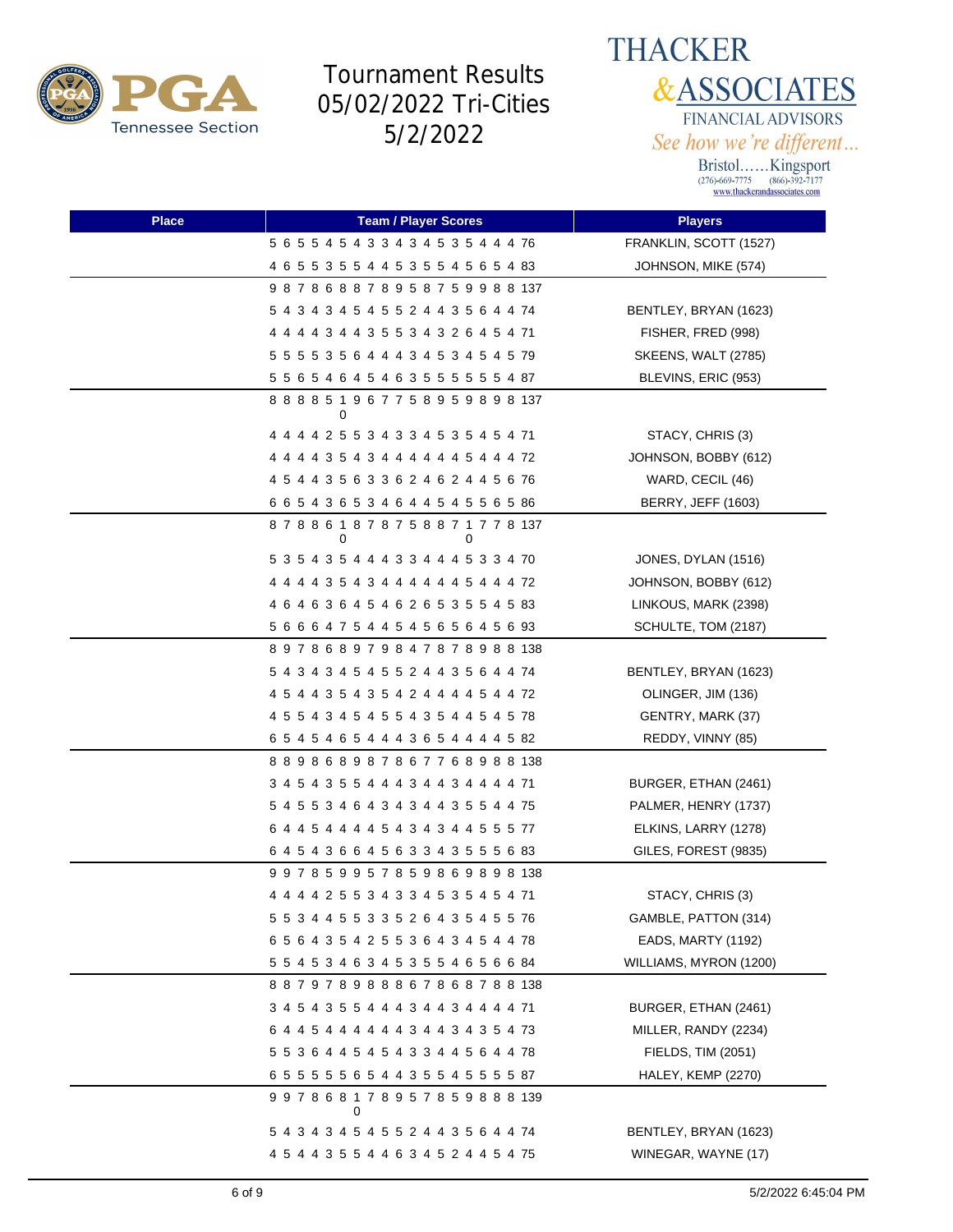# Tournament Results 05/02/2022 Tri-Cities 5/2/2022

THACKER & ASSOCIATES FINANCIAL ADVISORS
*See how we're different…*
Bristol……Kingsport
(276)-669-7775 (866)-392-7177
www.thackerandassociates.com

| Place | Team / Player Scores | Players |
|---|---|---|
| | 5 6 5 5 4 5 4 3 3 4 3 4 5 3 5 4 4 4 76 | FRANKLIN, SCOTT (1527) |
| | 4 6 5 5 3 5 5 4 4 5 3 5 5 4 5 6 5 4 83 | JOHNSON, MIKE (574) |
| | 9 8 7 8 6 8 8 7 8 9 5 8 7 5 9 9 8 8 137 | |
| | 5 4 3 4 3 4 5 4 5 5 2 4 4 3 5 6 4 4 74 | BENTLEY, BRYAN (1623) |
| | 4 4 4 4 3 4 4 3 5 5 3 4 3 2 6 4 5 4 71 | FISHER, FRED (998) |
| | 5 5 5 5 3 5 6 4 4 4 3 4 5 3 4 5 4 5 79 | SKEENS, WALT (2785) |
| | 5 5 6 5 4 6 4 5 4 6 3 5 5 5 5 5 5 4 87 | BLEVINS, ERIC (953) |
| | 8 8 8 8 5 10 9 6 7 7 5 8 9 5 9 8 9 8 137 | |
| | 4 4 4 4 2 5 5 3 4 3 3 4 5 3 5 4 5 4 71 | STACY, CHRIS (3) |
| | 4 4 4 4 3 5 4 3 4 4 4 4 4 4 5 4 4 4 72 | JOHNSON, BOBBY (612) |
| | 4 5 4 4 3 5 6 3 3 6 2 4 6 2 4 4 5 6 76 | WARD, CECIL (46) |
| | 6 6 5 4 3 6 5 3 4 6 4 4 5 4 5 5 6 5 86 | BERRY, JEFF (1603) |
| | 8 7 8 8 6 10 8 7 8 7 5 8 8 7 10 7 7 8 137 | |
| | 5 3 5 4 3 5 4 4 4 3 3 4 4 4 5 3 3 4 70 | JONES, DYLAN (1516) |
| | 4 4 4 4 3 5 4 3 4 4 4 4 4 4 5 4 4 4 72 | JOHNSON, BOBBY (612) |
| | 4 6 4 6 3 6 4 5 4 6 2 6 5 3 5 5 4 5 83 | LINKOUS, MARK (2398) |
| | 5 6 6 6 4 7 5 4 4 5 4 5 6 5 6 4 5 6 93 | SCHULTE, TOM (2187) |
| | 8 9 7 8 6 8 9 7 9 8 4 7 8 7 8 9 8 8 138 | |
| | 5 4 3 4 3 4 5 4 5 5 2 4 4 3 5 6 4 4 74 | BENTLEY, BRYAN (1623) |
| | 4 5 4 4 3 5 4 3 5 4 2 4 4 4 4 5 4 4 72 | OLINGER, JIM (136) |
| | 4 5 5 4 3 4 5 4 5 5 4 3 5 4 4 5 4 5 78 | GENTRY, MARK (37) |
| | 6 5 4 5 4 6 5 4 4 4 3 6 5 4 4 4 4 5 82 | REDDY, VINNY (85) |
| | 8 8 9 8 6 8 9 8 7 8 6 7 7 6 8 9 8 8 138 | |
| | 3 4 5 4 3 5 5 4 4 4 3 4 4 3 4 4 4 4 71 | BURGER, ETHAN (2461) |
| | 5 4 5 5 3 4 6 4 3 4 3 4 4 3 5 5 4 4 75 | PALMER, HENRY (1737) |
| | 6 4 4 5 4 4 4 4 5 4 3 4 3 4 4 5 5 5 77 | ELKINS, LARRY (1278) |
| | 6 4 5 4 3 6 6 4 5 6 3 3 4 3 5 5 5 6 83 | GILES, FOREST (9835) |
| | 9 9 7 8 5 9 9 5 7 8 5 9 8 6 9 8 9 8 138 | |
| | 4 4 4 4 2 5 5 3 4 3 3 4 5 3 5 4 5 4 71 | STACY, CHRIS (3) |
| | 5 5 3 4 4 5 5 3 3 5 2 6 4 3 5 4 5 5 76 | GAMBLE, PATTON (314) |
| | 6 5 6 4 3 5 4 2 5 5 3 6 4 3 4 5 4 4 78 | EADS, MARTY (1192) |
| | 5 5 4 5 3 4 6 3 4 5 3 5 5 4 6 5 6 6 84 | WILLIAMS, MYRON (1200) |
| | 8 8 7 9 7 8 9 8 8 8 6 7 8 6 8 7 8 8 138 | |
| | 3 4 5 4 3 5 5 4 4 4 3 4 4 3 4 4 4 4 71 | BURGER, ETHAN (2461) |
| | 6 4 4 5 4 4 4 4 4 4 3 4 4 3 4 3 5 4 73 | MILLER, RANDY (2234) |
| | 5 5 3 6 4 4 5 4 5 4 3 3 4 4 5 6 4 4 78 | FIELDS, TIM (2051) |
| | 6 5 5 5 5 5 6 5 4 4 3 5 5 4 5 5 5 5 87 | HALEY, KEMP (2270) |
| | 9 9 7 8 6 8 10 7 8 9 5 7 8 5 9 8 8 8 139 | |
| | 5 4 3 4 3 4 5 4 5 5 2 4 4 3 5 6 4 4 74 | BENTLEY, BRYAN (1623) |
| | 4 5 4 4 3 5 5 4 4 6 3 4 5 2 4 4 5 4 75 | WINEGAR, WAYNE (17) |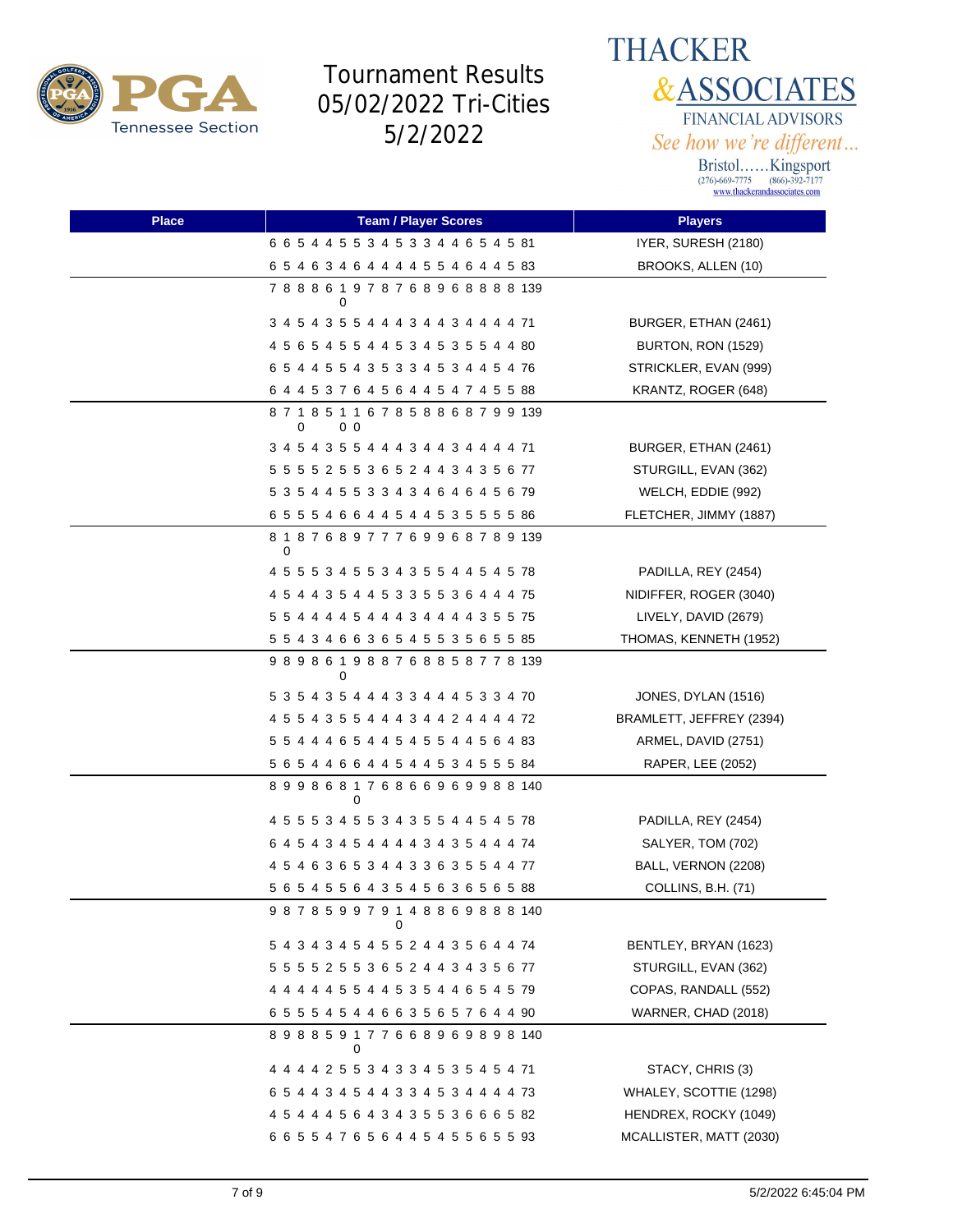# Tournament Results 05/02/2022 Tri-Cities 5/2/2022

THACKER & ASSOCIATES FINANCIAL ADVISORS
*See how we're different...*
Bristol......Kingsport
(276)-669-7775 (866)-392-7177
www.thackerandassociates.com

| Place | Team / Player Scores | Players |
|---|---|---|
| | 6 6 5 4 4 5 5 3 4 5 3 3 4 4 6 5 4 5 81 | IYER, SURESH (2180) |
| | 6 5 4 6 3 4 6 4 4 4 4 5 5 4 6 4 4 5 83 | BROOKS, ALLEN (10) |
| | 7 8 8 8 6 10 9 7 8 7 6 8 9 6 8 8 8 8 139 | |
| | 3 4 5 4 3 5 5 4 4 4 3 4 4 3 4 4 4 4 71 | BURGER, ETHAN (2461) |
| | 4 5 6 5 4 5 5 4 4 5 3 4 5 3 5 5 4 4 80 | BURTON, RON (1529) |
| | 6 5 4 4 5 5 4 3 5 3 3 4 5 3 4 4 5 4 76 | STRICKLER, EVAN (999) |
| | 6 4 4 5 3 7 6 4 5 6 4 4 5 4 7 4 5 5 88 | KRANTZ, ROGER (648) |
| | 8 7 10 8 5 10 10 6 7 8 5 8 8 6 8 7 9 9 139 | |
| | 3 4 5 4 3 5 5 4 4 4 3 4 4 3 4 4 4 4 71 | BURGER, ETHAN (2461) |
| | 5 5 5 5 2 5 5 3 6 5 2 4 4 3 4 3 5 6 77 | STURGILL, EVAN (362) |
| | 5 3 5 4 4 5 5 3 3 4 3 4 6 4 6 4 5 6 79 | WELCH, EDDIE (992) |
| | 6 5 5 5 4 6 6 4 4 5 4 4 5 3 5 5 5 5 86 | FLETCHER, JIMMY (1887) |
| | 8 10 8 7 6 8 9 7 7 7 6 9 9 6 8 7 8 9 139 | |
| | 4 5 5 5 3 4 5 5 3 4 3 5 5 4 4 5 4 5 78 | PADILLA, REY (2454) |
| | 4 5 4 4 3 5 4 4 5 3 3 5 5 3 6 4 4 4 75 | NIDIFFER, ROGER (3040) |
| | 5 5 4 4 4 4 5 4 4 4 3 4 4 4 4 3 5 5 75 | LIVELY, DAVID (2679) |
| | 5 5 4 3 4 6 6 3 6 5 4 5 5 3 5 6 5 5 85 | THOMAS, KENNETH (1952) |
| | 9 8 9 8 6 10 9 8 8 7 6 8 8 5 8 7 7 8 139 | |
| | 5 3 5 4 3 5 4 4 4 3 3 4 4 4 5 3 3 4 70 | JONES, DYLAN (1516) |
| | 4 5 5 4 3 5 5 4 4 4 3 4 4 2 4 4 4 4 72 | BRAMLETT, JEFFREY (2394) |
| | 5 5 4 4 4 6 5 4 4 5 4 5 5 4 4 5 6 4 83 | ARMEL, DAVID (2751) |
| | 5 6 5 4 4 6 6 4 4 5 4 4 5 3 4 5 5 5 84 | RAPER, LEE (2052) |
| | 8 9 9 8 6 8 10 7 6 8 6 6 9 6 9 9 8 8 140 | |
| | 4 5 5 5 3 4 5 5 3 4 3 5 5 4 4 5 4 5 78 | PADILLA, REY (2454) |
| | 6 4 5 4 3 4 5 4 4 4 4 3 4 3 5 4 4 4 74 | SALYER, TOM (702) |
| | 4 5 4 6 3 6 5 3 4 4 3 3 6 3 5 5 4 4 77 | BALL, VERNON (2208) |
| | 5 6 5 4 5 5 6 4 3 5 4 5 6 3 6 5 6 5 88 | COLLINS, B.H. (71) |
| | 9 8 7 8 5 9 9 7 9 10 4 8 8 6 9 8 8 8 140 | |
| | 5 4 3 4 3 4 5 4 5 5 2 4 4 3 5 6 4 4 74 | BENTLEY, BRYAN (1623) |
| | 5 5 5 5 2 5 5 3 6 5 2 4 4 3 4 3 5 6 77 | STURGILL, EVAN (362) |
| | 4 4 4 4 4 5 5 4 4 5 3 5 4 4 6 5 4 5 79 | COPAS, RANDALL (552) |
| | 6 5 5 5 4 5 4 4 6 6 3 5 6 5 7 6 4 4 90 | WARNER, CHAD (2018) |
| | 8 9 8 8 5 9 10 7 7 6 6 8 9 6 9 8 9 8 140 | |
| | 4 4 4 4 2 5 5 3 4 3 3 4 5 3 5 4 5 4 71 | STACY, CHRIS (3) |
| | 6 5 4 4 3 4 5 4 4 3 3 4 5 3 4 4 4 4 73 | WHALEY, SCOTTIE (1298) |
| | 4 5 4 4 4 5 6 4 3 4 3 5 5 3 6 6 6 5 82 | HENDREX, ROCKY (1049) |
| | 6 6 5 5 4 7 6 5 6 4 4 5 4 5 5 6 5 5 93 | MCALLISTER, MATT (2030) |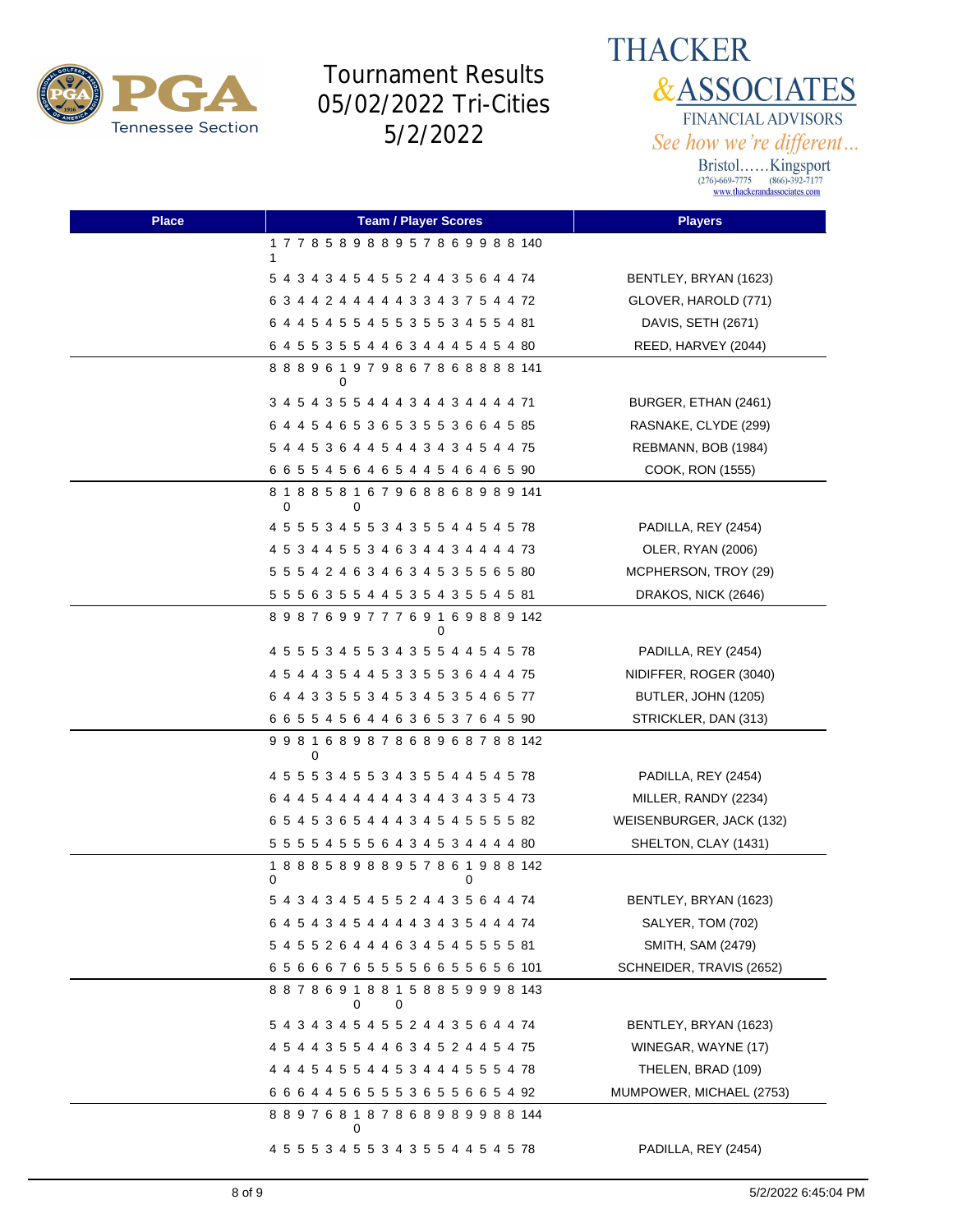# Tournament Results 05/02/2022 Tri-Cities 5/2/2022

THACKER & ASSOCIATES
FINANCIAL ADVISORS
See how we're different...
Bristol......Kingsport
(276)-669-7775 (866)-392-7177
www.thackerandassociates.com

| Place | Team / Player Scores | Players |
|---|---|---|
| | 1 7 7 8 5 8 9 8 8 9 5 7 8 6 9 9 8 8 140 1 | |
| | 5 4 3 4 3 4 5 4 5 5 2 4 4 3 5 6 4 4 74 | BENTLEY, BRYAN (1623) |
| | 6 3 4 4 2 4 4 4 4 4 3 3 4 3 7 5 4 4 72 | GLOVER, HAROLD (771) |
| | 6 4 4 5 4 5 5 4 5 5 3 5 5 3 4 5 5 4 81 | DAVIS, SETH (2671) |
| | 6 4 5 5 3 5 5 4 4 6 3 4 4 4 5 4 5 4 80 | REED, HARVEY (2044) |
| | 8 8 8 9 6 1 9 7 9 8 6 7 8 6 8 8 8 8 141 0 | |
| | 3 4 5 4 3 5 5 4 4 4 3 4 4 3 4 4 4 4 71 | BURGER, ETHAN (2461) |
| | 6 4 4 5 4 6 5 3 6 5 3 5 5 3 6 6 4 5 85 | RASNAKE, CLYDE (299) |
| | 5 4 4 5 3 6 4 4 5 4 4 3 4 3 4 5 4 4 75 | REBMANN, BOB (1984) |
| | 6 6 5 5 4 5 6 4 6 5 4 4 5 4 6 4 6 5 90 | COOK, RON (1555) |
| | 8 1 8 8 5 8 1 6 7 9 6 8 8 6 8 9 8 9 141 0 0 | |
| | 4 5 5 5 3 4 5 5 3 4 3 5 5 4 4 5 4 5 78 | PADILLA, REY (2454) |
| | 4 5 3 4 4 5 5 3 4 6 3 4 4 3 4 4 4 4 73 | OLER, RYAN (2006) |
| | 5 5 5 4 2 4 6 3 4 6 3 4 5 3 5 5 6 5 80 | MCPHERSON, TROY (29) |
| | 5 5 5 6 3 5 5 4 4 5 3 5 4 3 5 5 4 5 81 | DRAKOS, NICK (2646) |
| | 8 9 8 7 6 9 9 7 7 7 6 9 1 6 9 8 8 9 142 0 | |
| | 4 5 5 5 3 4 5 5 3 4 3 5 5 4 4 5 4 5 78 | PADILLA, REY (2454) |
| | 4 5 4 4 3 5 4 4 5 3 3 5 5 3 6 4 4 4 75 | NIDIFFER, ROGER (3040) |
| | 6 4 4 3 3 5 5 3 4 5 3 4 5 3 5 4 6 5 77 | BUTLER, JOHN (1205) |
| | 6 6 5 5 4 5 6 4 4 6 3 6 5 3 7 6 4 5 90 | STRICKLER, DAN (313) |
| | 9 9 8 1 6 8 9 8 7 8 6 8 9 6 8 7 8 8 142 0 | |
| | 4 5 5 5 3 4 5 5 3 4 3 5 5 4 4 5 4 5 78 | PADILLA, REY (2454) |
| | 6 4 4 5 4 4 4 4 4 4 3 4 4 3 4 3 5 4 73 | MILLER, RANDY (2234) |
| | 6 5 4 5 3 6 5 4 4 4 3 4 5 4 5 5 5 5 82 | WEISENBURGER, JACK (132) |
| | 5 5 5 5 4 5 5 5 6 4 3 4 5 3 4 4 4 4 80 | SHELTON, CLAY (1431) |
| | 1 8 8 8 5 8 9 8 8 9 5 7 8 6 1 9 8 8 142 0 0 | |
| | 5 4 3 4 3 4 5 4 5 5 2 4 4 3 5 6 4 4 74 | BENTLEY, BRYAN (1623) |
| | 6 4 5 4 3 4 5 4 4 4 4 3 4 3 5 4 4 4 74 | SALYER, TOM (702) |
| | 5 4 5 5 2 6 4 4 4 6 3 4 5 4 5 5 5 5 81 | SMITH, SAM (2479) |
| | 6 5 6 6 6 7 6 5 5 5 5 6 6 5 5 6 5 6 101 | SCHNEIDER, TRAVIS (2652) |
| | 8 8 7 8 6 9 1 8 8 1 5 8 8 5 9 9 9 8 143 0 0 | |
| | 5 4 3 4 3 4 5 4 5 5 2 4 4 3 5 6 4 4 74 | BENTLEY, BRYAN (1623) |
| | 4 5 4 4 3 5 5 4 4 6 3 4 5 2 4 4 5 4 75 | WINEGAR, WAYNE (17) |
| | 4 4 4 5 4 5 5 4 4 5 3 4 4 4 5 5 5 4 78 | THELEN, BRAD (109) |
| | 6 6 6 4 4 5 6 5 5 5 3 6 5 5 6 6 5 4 92 | MUMPOWER, MICHAEL (2753) |
| | 8 8 9 7 6 8 1 8 7 8 6 8 9 8 9 9 8 8 144 0 | |
| | 4 5 5 5 3 4 5 5 3 4 3 5 5 4 4 5 4 5 78 | PADILLA, REY (2454) |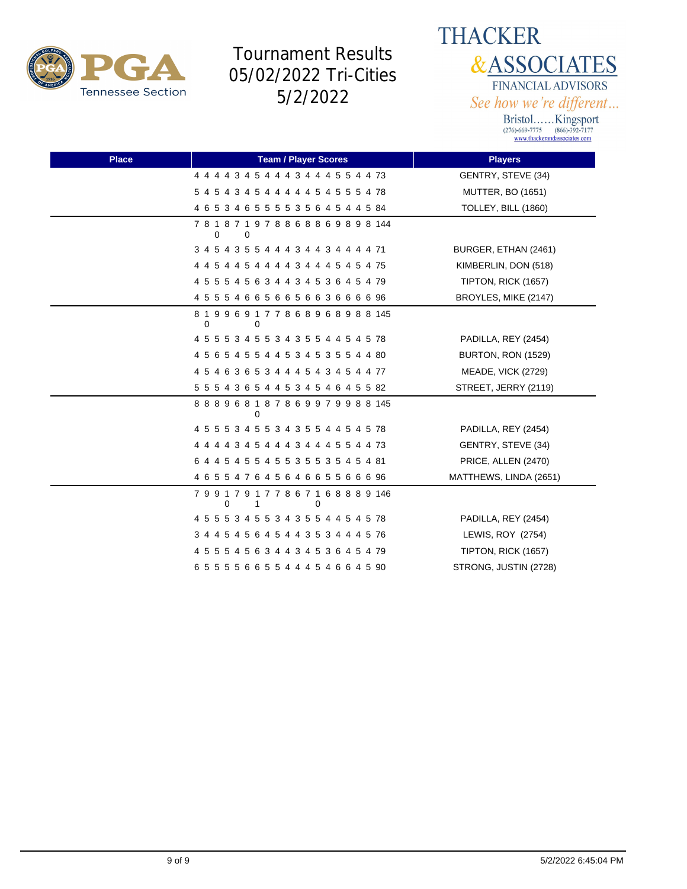# Tournament Results 05/02/2022 Tri-Cities 5/2/2022

| Place | Team / Player Scores | Players |
|---|---|---|
| | 4 4 4 4 3 4 5 4 4 4 3 4 4 4 5 5 4 4 73 | GENTRY, STEVE (34) |
| | 5 4 5 4 3 4 5 4 4 4 4 4 5 4 5 5 5 4 78 | MUTTER, BO (1651) |
| | 4 6 5 3 4 6 5 5 5 5 3 5 6 4 5 4 4 5 84 | TOLLEY, BILL (1860) |
| | 7 8 10 8 7 10 9 7 8 8 6 8 8 6 9 8 9 8 144 | |
| | 3 4 5 4 3 5 5 4 4 4 3 4 4 3 4 4 4 4 71 | BURGER, ETHAN (2461) |
| | 4 4 5 4 4 5 4 4 4 4 3 4 4 4 5 4 5 4 75 | KIMBERLIN, DON (518) |
| | 4 5 5 5 4 5 6 3 4 4 3 4 5 3 6 4 5 4 79 | TIPTON, RICK (1657) |
| | 4 5 5 5 4 6 6 5 6 6 5 6 6 3 6 6 6 6 96 | BROYLES, MIKE (2147) |
| | 8 10 9 9 6 9 10 7 7 8 6 8 9 6 8 9 8 8 145 | |
| | 4 5 5 5 3 4 5 5 3 4 3 5 5 4 4 5 4 5 78 | PADILLA, REY (2454) |
| | 4 5 6 5 4 5 5 4 4 5 3 4 5 3 5 5 4 4 80 | BURTON, RON (1529) |
| | 4 5 4 6 3 6 5 3 4 4 4 5 4 3 4 5 4 4 77 | MEADE, VICK (2729) |
| | 5 5 5 4 3 6 5 4 4 5 3 4 5 4 6 4 5 5 82 | STREET, JERRY (2119) |
| | 8 8 8 9 6 8 10 8 7 8 6 9 9 7 9 9 8 8 145 | |
| | 4 5 5 5 3 4 5 5 3 4 3 5 5 4 4 5 4 5 78 | PADILLA, REY (2454) |
| | 4 4 4 4 3 4 5 4 4 4 3 4 4 4 5 5 4 4 73 | GENTRY, STEVE (34) |
| | 6 4 4 5 4 5 5 4 5 5 3 5 5 3 5 4 5 4 81 | PRICE, ALLEN (2470) |
| | 4 6 5 5 4 7 6 4 5 6 4 6 6 5 5 6 6 6 96 | MATTHEWS, LINDA (2651) |
| | 7 9 9 10 7 9 11 7 7 8 6 7 10 6 8 8 8 9 146 | |
| | 4 5 5 5 3 4 5 5 3 4 3 5 5 4 4 5 4 5 78 | PADILLA, REY (2454) |
| | 3 4 4 5 4 5 6 4 5 4 4 3 5 3 4 4 4 5 76 | LEWIS, ROY (2754) |
| | 4 5 5 5 4 5 6 3 4 4 3 4 5 3 6 4 5 4 79 | TIPTON, RICK (1657) |
| | 6 5 5 5 5 6 6 5 5 4 4 4 5 4 6 6 4 5 90 | STRONG, JUSTIN (2728) |